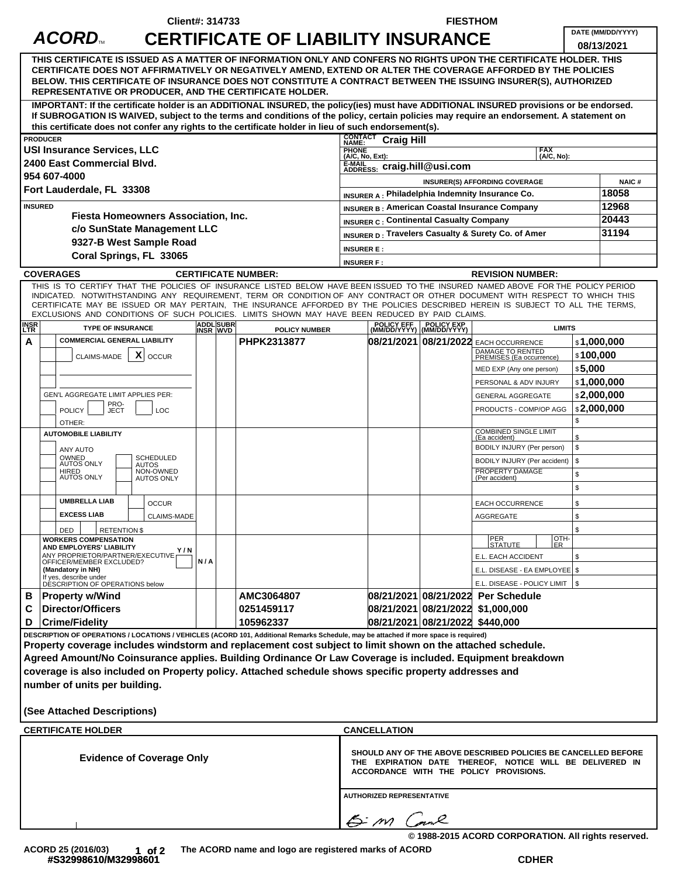Client#: 314733 FIESTHOM

# ACORD™ CERTIFICATE OF LIABILITY INSURANCE

DATE (MM/DD/YYYY): 08/13/2021

**THIS CERTIFICATE IS ISSUED AS A MATTER OF INFORMATION ONLY AND CONFERS NO RIGHTS UPON THE CERTIFICATE HOLDER. THIS CERTIFICATE DOES NOT AFFIRMATIVELY OR NEGATIVELY AMEND, EXTEND OR ALTER THE COVERAGE AFFORDED BY THE POLICIES BELOW. THIS CERTIFICATE OF INSURANCE DOES NOT CONSTITUTE A CONTRACT BETWEEN THE ISSUING INSURER(S), AUTHORIZED REPRESENTATIVE OR PRODUCER, AND THE CERTIFICATE HOLDER.**

**IMPORTANT: If the certificate holder is an ADDITIONAL INSURED, the policy(ies) must have ADDITIONAL INSURED provisions or be endorsed. If SUBROGATION IS WAIVED, subject to the terms and conditions of the policy, certain policies may require an endorsement. A statement on this certificate does not confer any rights to the certificate holder in lieu of such endorsement(s).**

**PRODUCER**
USI Insurance Services, LLC
2400 East Commercial Blvd.
954 607-4000
Fort Lauderdale, FL 33308

CONTACT NAME: Craig Hill
PHONE (A/C, No, Ext):
FAX (A/C, No):
E-MAIL ADDRESS: craig.hill@usi.com

| INSURER(S) AFFORDING COVERAGE | NAIC # |
|---|---|
| INSURER A : Philadelphia Indemnity Insurance Co. | 18058 |
| INSURER B : American Coastal Insurance Company | 12968 |
| INSURER C : Continental Casualty Company | 20443 |
| INSURER D : Travelers Casualty & Surety Co. of Amer | 31194 |
| INSURER E : | |
| INSURER F : | |

**INSURED**
Fiesta Homeowners Association, Inc.
c/o SunState Management LLC
9327-B West Sample Road
Coral Springs, FL 33065

**COVERAGES** CERTIFICATE NUMBER: REVISION NUMBER:

THIS IS TO CERTIFY THAT THE POLICIES OF INSURANCE LISTED BELOW HAVE BEEN ISSUED TO THE INSURED NAMED ABOVE FOR THE POLICY PERIOD INDICATED. NOTWITHSTANDING ANY REQUIREMENT, TERM OR CONDITION OF ANY CONTRACT OR OTHER DOCUMENT WITH RESPECT TO WHICH THIS CERTIFICATE MAY BE ISSUED OR MAY PERTAIN, THE INSURANCE AFFORDED BY THE POLICIES DESCRIBED HEREIN IS SUBJECT TO ALL THE TERMS, EXCLUSIONS AND CONDITIONS OF SUCH POLICIES. LIMITS SHOWN MAY HAVE BEEN REDUCED BY PAID CLAIMS.

| INSR LTR | TYPE OF INSURANCE | ADDL INSR | SUBR WVD | POLICY NUMBER | POLICY EFF (MM/DD/YYYY) | POLICY EXP (MM/DD/YYYY) | LIMITS | |
|---|---|---|---|---|---|---|---|---|
| A | COMMERCIAL GENERAL LIABILITY | | | PHPK2313877 | 08/21/2021 | 08/21/2022 | EACH OCCURRENCE | $1,000,000 |
| | CLAIMS-MADE [X] OCCUR | | | | | | DAMAGE TO RENTED PREMISES (Ea occurrence) | $100,000 |
| | | | | | | | MED EXP (Any one person) | $5,000 |
| | | | | | | | PERSONAL & ADV INJURY | $1,000,000 |
| | GEN'L AGGREGATE LIMIT APPLIES PER: | | | | | | GENERAL AGGREGATE | $2,000,000 |
| | POLICY / PRO-JECT / LOC | | | | | | PRODUCTS - COMP/OP AGG | $2,000,000 |
| | OTHER: | | | | | | | $ |
| | AUTOMOBILE LIABILITY | | | | | | COMBINED SINGLE LIMIT (Ea accident) | $ |
| | ANY AUTO | | | | | | BODILY INJURY (Per person) | $ |
| | OWNED AUTOS ONLY / SCHEDULED AUTOS | | | | | | BODILY INJURY (Per accident) | $ |
| | HIRED AUTOS ONLY / NON-OWNED AUTOS ONLY | | | | | | PROPERTY DAMAGE (Per accident) | $ |
| | | | | | | | | $ |
| | UMBRELLA LIAB / OCCUR | | | | | | EACH OCCURRENCE | $ |
| | EXCESS LIAB / CLAIMS-MADE | | | | | | AGGREGATE | $ |
| | DED / RETENTION $ | | | | | | | $ |
| | WORKERS COMPENSATION AND EMPLOYERS' LIABILITY Y/N; ANY PROPRIETOR/PARTNER/EXECUTIVE OFFICER/MEMBER EXCLUDED? (Mandatory in NH); If yes, describe under DESCRIPTION OF OPERATIONS below | N/A | | | | | PER STATUTE / OTH-ER | |
| | | | | | | | E.L. EACH ACCIDENT | $ |
| | | | | | | | E.L. DISEASE - EA EMPLOYEE | $ |
| | | | | | | | E.L. DISEASE - POLICY LIMIT | $ |
| B | Property w/Wind | | | AMC3064807 | 08/21/2021 | 08/21/2022 | Per Schedule | |
| C | Director/Officers | | | 0251459117 | 08/21/2021 | 08/21/2022 | $1,000,000 | |
| D | Crime/Fidelity | | | 105962337 | 08/21/2021 | 08/21/2022 | $440,000 | |

**DESCRIPTION OF OPERATIONS / LOCATIONS / VEHICLES** (ACORD 101, Additional Remarks Schedule, may be attached if more space is required)

Property coverage includes windstorm and replacement cost subject to limit shown on the attached schedule. Agreed Amount/No Coinsurance applies. Building Ordinance Or Law Coverage is included. Equipment breakdown coverage is also included on Property policy. Attached schedule shows specific property addresses and number of units per building.

(See Attached Descriptions)

**CERTIFICATE HOLDER**

Evidence of Coverage Only

**CANCELLATION**

SHOULD ANY OF THE ABOVE DESCRIBED POLICIES BE CANCELLED BEFORE THE EXPIRATION DATE THEREOF, NOTICE WILL BE DELIVERED IN ACCORDANCE WITH THE POLICY PROVISIONS.

AUTHORIZED REPRESENTATIVE

© 1988-2015 ACORD CORPORATION. All rights reserved.

ACORD 25 (2016/03) The ACORD name and logo are registered marks of ACORD
#S32998610/M32998601 CDHER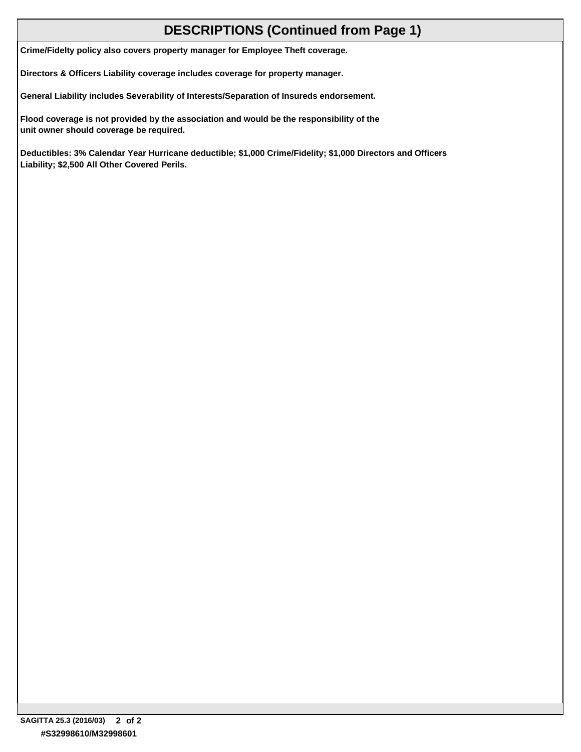## DESCRIPTIONS (Continued from Page 1)

**Crime/Fidelty policy also covers property manager for Employee Theft coverage.**

**Directors & Officers Liability coverage includes coverage for property manager.**

**General Liability includes Severability of Interests/Separation of Insureds endorsement.**

**Flood coverage is not provided by the association and would be the responsibility of the unit owner should coverage be required.**

**Deductibles: 3% Calendar Year Hurricane deductible; $1,000 Crime/Fidelity; $1,000 Directors and Officers Liability; $2,500 All Other Covered Perils.**

**SAGITTA 25.3 (2016/03)**

**#S32998610/M32998601**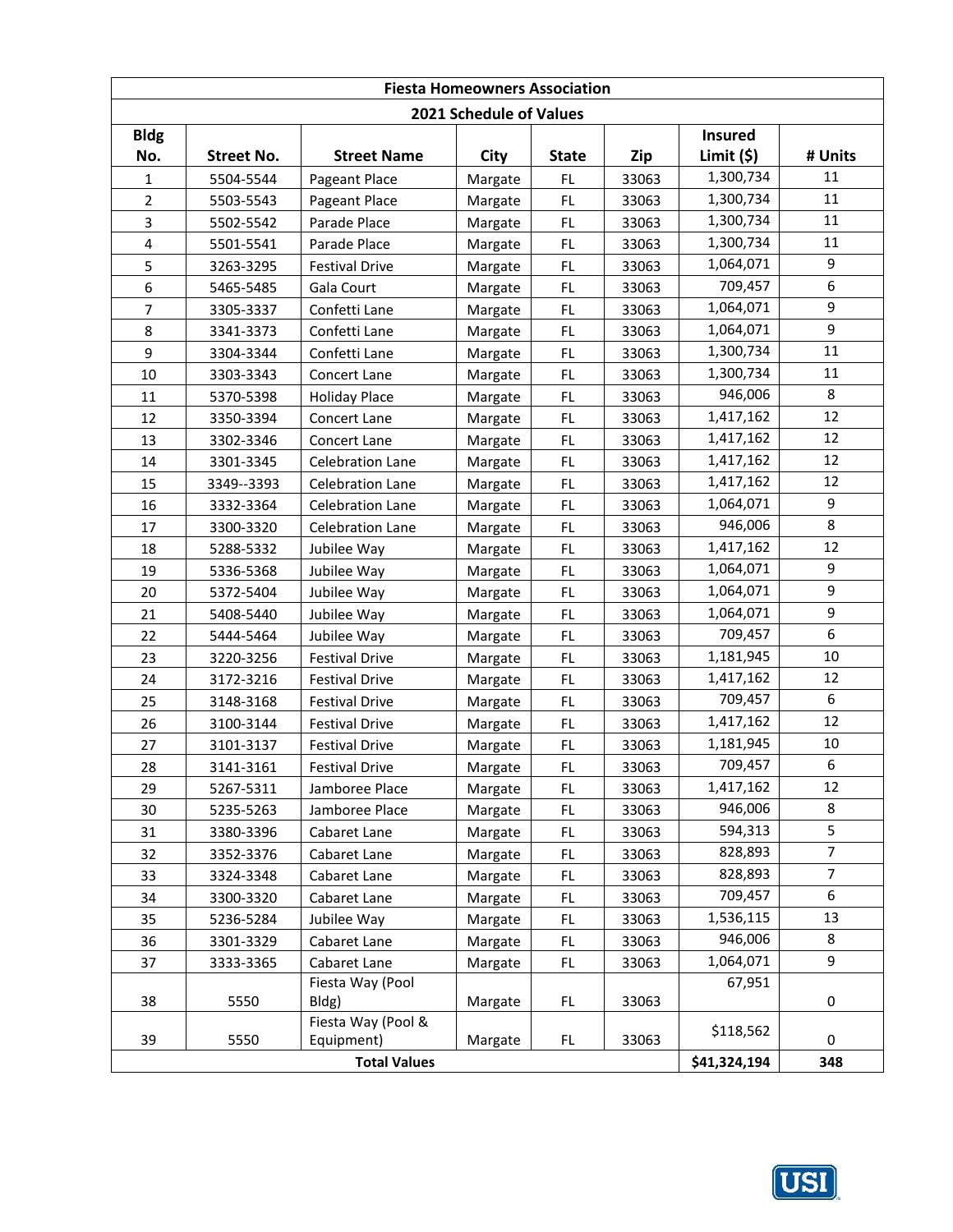| Fiesta Homeowners Association | | | | | | | |
|---|---|---|---|---|---|---|---|
| 2021 Schedule of Values | | | | | | | |
| Bldg No. | Street No. | Street Name | City | State | Zip | Insured Limit ($) | # Units |
| 1 | 5504-5544 | Pageant Place | Margate | FL | 33063 | 1,300,734 | 11 |
| 2 | 5503-5543 | Pageant Place | Margate | FL | 33063 | 1,300,734 | 11 |
| 3 | 5502-5542 | Parade Place | Margate | FL | 33063 | 1,300,734 | 11 |
| 4 | 5501-5541 | Parade Place | Margate | FL | 33063 | 1,300,734 | 11 |
| 5 | 3263-3295 | Festival Drive | Margate | FL | 33063 | 1,064,071 | 9 |
| 6 | 5465-5485 | Gala Court | Margate | FL | 33063 | 709,457 | 6 |
| 7 | 3305-3337 | Confetti Lane | Margate | FL | 33063 | 1,064,071 | 9 |
| 8 | 3341-3373 | Confetti Lane | Margate | FL | 33063 | 1,064,071 | 9 |
| 9 | 3304-3344 | Confetti Lane | Margate | FL | 33063 | 1,300,734 | 11 |
| 10 | 3303-3343 | Concert Lane | Margate | FL | 33063 | 1,300,734 | 11 |
| 11 | 5370-5398 | Holiday Place | Margate | FL | 33063 | 946,006 | 8 |
| 12 | 3350-3394 | Concert Lane | Margate | FL | 33063 | 1,417,162 | 12 |
| 13 | 3302-3346 | Concert Lane | Margate | FL | 33063 | 1,417,162 | 12 |
| 14 | 3301-3345 | Celebration Lane | Margate | FL | 33063 | 1,417,162 | 12 |
| 15 | 3349--3393 | Celebration Lane | Margate | FL | 33063 | 1,417,162 | 12 |
| 16 | 3332-3364 | Celebration Lane | Margate | FL | 33063 | 1,064,071 | 9 |
| 17 | 3300-3320 | Celebration Lane | Margate | FL | 33063 | 946,006 | 8 |
| 18 | 5288-5332 | Jubilee Way | Margate | FL | 33063 | 1,417,162 | 12 |
| 19 | 5336-5368 | Jubilee Way | Margate | FL | 33063 | 1,064,071 | 9 |
| 20 | 5372-5404 | Jubilee Way | Margate | FL | 33063 | 1,064,071 | 9 |
| 21 | 5408-5440 | Jubilee Way | Margate | FL | 33063 | 1,064,071 | 9 |
| 22 | 5444-5464 | Jubilee Way | Margate | FL | 33063 | 709,457 | 6 |
| 23 | 3220-3256 | Festival Drive | Margate | FL | 33063 | 1,181,945 | 10 |
| 24 | 3172-3216 | Festival Drive | Margate | FL | 33063 | 1,417,162 | 12 |
| 25 | 3148-3168 | Festival Drive | Margate | FL | 33063 | 709,457 | 6 |
| 26 | 3100-3144 | Festival Drive | Margate | FL | 33063 | 1,417,162 | 12 |
| 27 | 3101-3137 | Festival Drive | Margate | FL | 33063 | 1,181,945 | 10 |
| 28 | 3141-3161 | Festival Drive | Margate | FL | 33063 | 709,457 | 6 |
| 29 | 5267-5311 | Jamboree Place | Margate | FL | 33063 | 1,417,162 | 12 |
| 30 | 5235-5263 | Jamboree Place | Margate | FL | 33063 | 946,006 | 8 |
| 31 | 3380-3396 | Cabaret Lane | Margate | FL | 33063 | 594,313 | 5 |
| 32 | 3352-3376 | Cabaret Lane | Margate | FL | 33063 | 828,893 | 7 |
| 33 | 3324-3348 | Cabaret Lane | Margate | FL | 33063 | 828,893 | 7 |
| 34 | 3300-3320 | Cabaret Lane | Margate | FL | 33063 | 709,457 | 6 |
| 35 | 5236-5284 | Jubilee Way | Margate | FL | 33063 | 1,536,115 | 13 |
| 36 | 3301-3329 | Cabaret Lane | Margate | FL | 33063 | 946,006 | 8 |
| 37 | 3333-3365 | Cabaret Lane | Margate | FL | 33063 | 1,064,071 | 9 |
| 38 | 5550 | Fiesta Way (Pool Bldg) | Margate | FL | 33063 | 67,951 | 0 |
| 39 | 5550 | Fiesta Way (Pool & Equipment) | Margate | FL | 33063 | $118,562 | 0 |
| Total Values | | | | | | $41,324,194 | 348 |